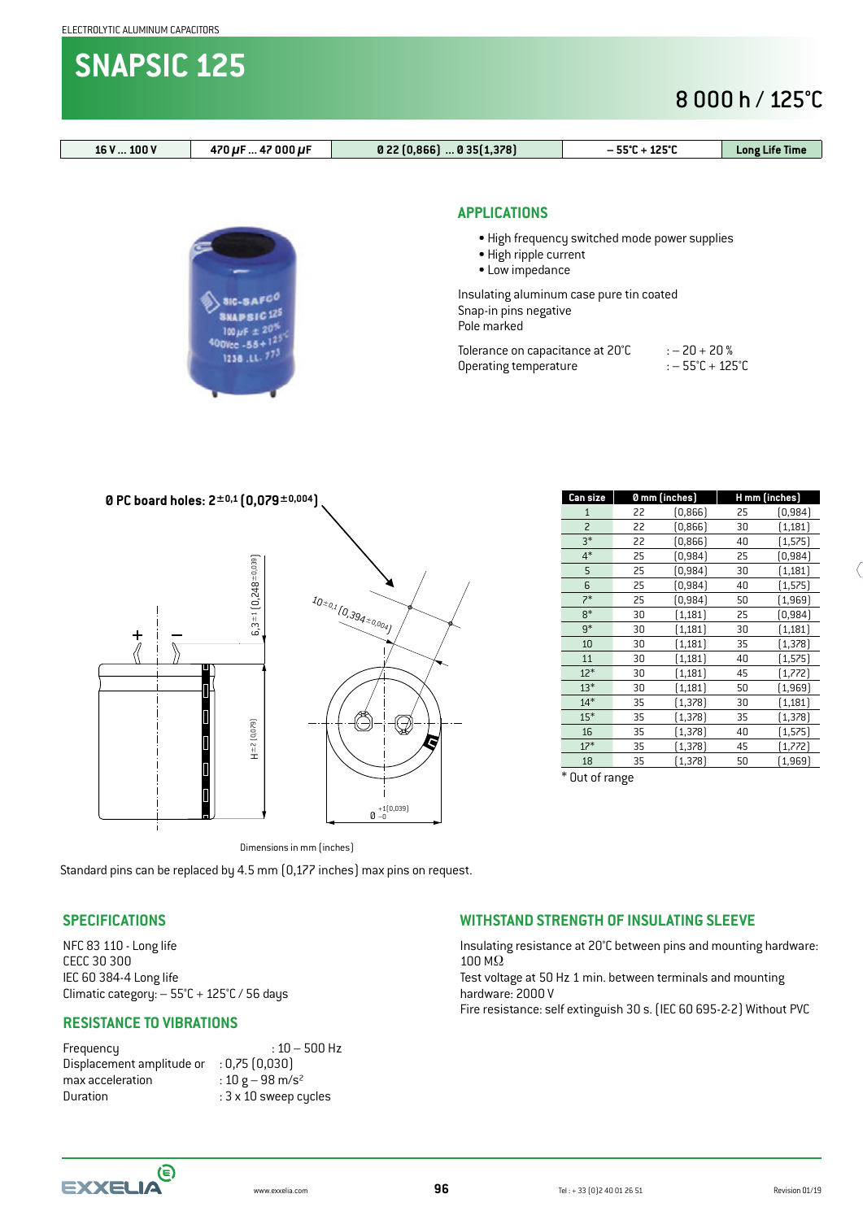ELECTROLYTIC ALUMINUM CAPACITORS

# SNAPSIC 125

## 8 000 h / 125°C

| 16 V ... 100 V | 470 µF ... 47 000 µF | Ø 22 (0,866) ... Ø 35(1,378) | – 55°C + 125°C | Long Life Time |
|---|---|---|---|---|

## APPLICATIONS

- High frequency switched mode power supplies
- High ripple current
- Low impedance

Insulating aluminum case pure tin coated
Snap-in pins negative
Pole marked

Tolerance on capacitance at 20°C : – 20 + 20 %
Operating temperature : – 55°C + 125°C

Ø PC board holes: $2^{\pm 0,1}$ ($0,079^{\pm 0,004}$)

$10^{\pm 0,1}$ ($0,394^{\pm 0,004}$)

$6,3^{\pm 1}$ ($0,248^{\pm 0,039}$)

H±2 (0,079)

$Ø^{+1 (0,039)}_{-0}$

| Can size | Ø mm | (inches) | H mm | (inches) |
|---|---|---|---|---|
| 1 | 22 | (0,866) | 25 | (0,984) |
| 2 | 22 | (0,866) | 30 | (1,181) |
| 3* | 22 | (0,866) | 40 | (1,575) |
| 4* | 25 | (0,984) | 25 | (0,984) |
| 5 | 25 | (0,984) | 30 | (1,181) |
| 6 | 25 | (0,984) | 40 | (1,575) |
| 7* | 25 | (0,984) | 50 | (1,969) |
| 8* | 30 | (1,181) | 25 | (0,984) |
| 9* | 30 | (1,181) | 30 | (1,181) |
| 10 | 30 | (1,181) | 35 | (1,378) |
| 11 | 30 | (1,181) | 40 | (1,575) |
| 12* | 30 | (1,181) | 45 | (1,772) |
| 13* | 30 | (1,181) | 50 | (1,969) |
| 14* | 35 | (1,378) | 30 | (1,181) |
| 15* | 35 | (1,378) | 35 | (1,378) |
| 16 | 35 | (1,378) | 40 | (1,575) |
| 17* | 35 | (1,378) | 45 | (1,772) |
| 18 | 35 | (1,378) | 50 | (1,969) |

\* Out of range

Dimensions in mm (inches)

Standard pins can be replaced by 4.5 mm (0,177 inches) max pins on request.

## SPECIFICATIONS

NFC 83 110 - Long life
CECC 30 300
IEC 60 384-4 Long life
Climatic category: – 55°C + 125°C / 56 days

## RESISTANCE TO VIBRATIONS

| | |
|---|---|
| Frequency | : 10 – 500 Hz |
| Displacement amplitude or | : 0,75 (0,030) |
| max acceleration | : 10 g – 98 m/s² |
| Duration | : 3 x 10 sweep cycles |

## WITHSTAND STRENGTH OF INSULATING SLEEVE

Insulating resistance at 20°C between pins and mounting hardware: 100 MΩ
Test voltage at 50 Hz 1 min. between terminals and mounting hardware: 2000 V
Fire resistance: self extinguish 30 s. (IEC 60 695-2-2) Without PVC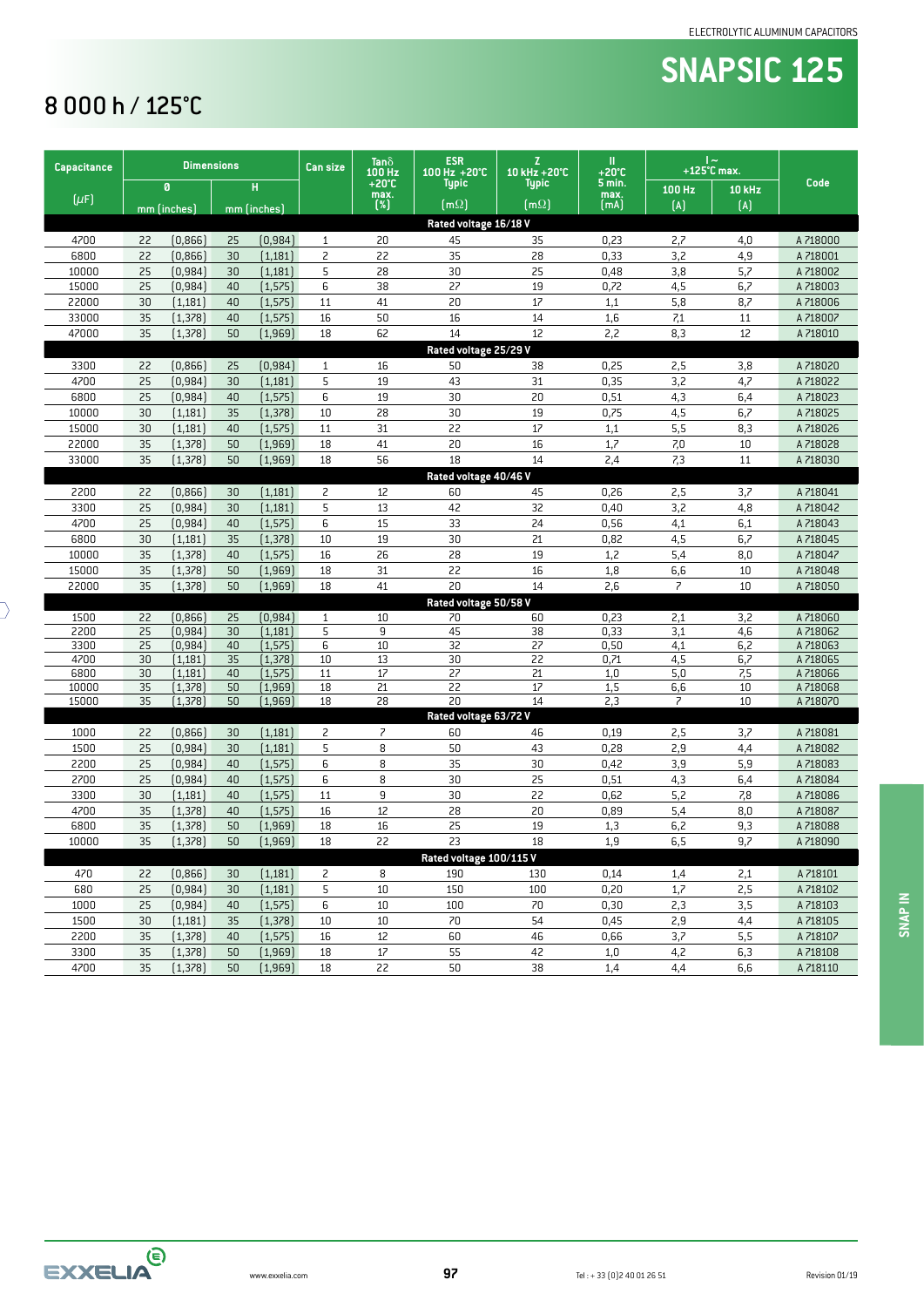ELECTROLYTIC ALUMINUM CAPACITORS

# SNAPSIC 125

## 8 000 h / 125°C

| Capacitance (µF) | Dimensions Ø mm | (inches) | H mm | (inches) | Can size | Tanδ 100 Hz +20°C max. (%) | ESR 100 Hz +20°C Typic (mΩ) | Z 10 kHz +20°C Typic (mΩ) | Il +20°C 5 min. max. (mA) | I~ +125°C max. 100 Hz (A) | I~ +125°C max. 10 kHz (A) | Code |
|---|---|---|---|---|---|---|---|---|---|---|---|---|
| **Rated voltage 16/18 V** | | | | | | | | | | | | |
| 4700 | 22 | (0,866) | 25 | (0,984) | 1 | 20 | 45 | 35 | 0,23 | 2,7 | 4,0 | A 718000 |
| 6800 | 22 | (0,866) | 30 | (1,181) | 2 | 22 | 35 | 28 | 0,33 | 3,2 | 4,9 | A 718001 |
| 10000 | 25 | (0,984) | 30 | (1,181) | 5 | 28 | 30 | 25 | 0,48 | 3,8 | 5,7 | A 718002 |
| 15000 | 25 | (0,984) | 40 | (1,575) | 6 | 38 | 27 | 19 | 0,72 | 4,5 | 6,7 | A 718003 |
| 22000 | 30 | (1,181) | 40 | (1,575) | 11 | 41 | 20 | 17 | 1,1 | 5,8 | 8,7 | A 718006 |
| 33000 | 35 | (1,378) | 40 | (1,575) | 16 | 50 | 16 | 14 | 1,6 | 7,1 | 11 | A 718007 |
| 47000 | 35 | (1,378) | 50 | (1,969) | 18 | 62 | 14 | 12 | 2,2 | 8,3 | 12 | A 718010 |
| **Rated voltage 25/29 V** | | | | | | | | | | | | |
| 3300 | 22 | (0,866) | 25 | (0,984) | 1 | 16 | 50 | 38 | 0,25 | 2,5 | 3,8 | A 718020 |
| 4700 | 25 | (0,984) | 30 | (1,181) | 5 | 19 | 43 | 31 | 0,35 | 3,2 | 4,7 | A 718022 |
| 6800 | 25 | (0,984) | 40 | (1,575) | 6 | 19 | 30 | 20 | 0,51 | 4,3 | 6,4 | A 718023 |
| 10000 | 30 | (1,181) | 35 | (1,378) | 10 | 28 | 30 | 19 | 0,75 | 4,5 | 6,7 | A 718025 |
| 15000 | 30 | (1,181) | 40 | (1,575) | 11 | 31 | 22 | 17 | 1,1 | 5,5 | 8,3 | A 718026 |
| 22000 | 35 | (1,378) | 50 | (1,969) | 18 | 41 | 20 | 16 | 1,7 | 7,0 | 10 | A 718028 |
| 33000 | 35 | (1,378) | 50 | (1,969) | 18 | 56 | 18 | 14 | 2,4 | 7,3 | 11 | A 718030 |
| **Rated voltage 40/46 V** | | | | | | | | | | | | |
| 2200 | 22 | (0,866) | 30 | (1,181) | 2 | 12 | 60 | 45 | 0,26 | 2,5 | 3,7 | A 718041 |
| 3300 | 25 | (0,984) | 30 | (1,181) | 5 | 13 | 42 | 32 | 0,40 | 3,2 | 4,8 | A 718042 |
| 4700 | 25 | (0,984) | 40 | (1,575) | 6 | 15 | 33 | 24 | 0,56 | 4,1 | 6,1 | A 718043 |
| 6800 | 30 | (1,181) | 35 | (1,378) | 10 | 19 | 30 | 21 | 0,82 | 4,5 | 6,7 | A 718045 |
| 10000 | 35 | (1,378) | 40 | (1,575) | 16 | 26 | 28 | 19 | 1,2 | 5,4 | 8,0 | A 718047 |
| 15000 | 35 | (1,378) | 50 | (1,969) | 18 | 31 | 22 | 16 | 1,8 | 6,6 | 10 | A 718048 |
| 22000 | 35 | (1,378) | 50 | (1,969) | 18 | 41 | 20 | 14 | 2,6 | 7 | 10 | A 718050 |
| **Rated voltage 50/58 V** | | | | | | | | | | | | |
| 1500 | 22 | (0,866) | 25 | (0,984) | 1 | 10 | 70 | 60 | 0,23 | 2,1 | 3,2 | A 718060 |
| 2200 | 25 | (0,984) | 30 | (1,181) | 5 | 9 | 45 | 38 | 0,33 | 3,1 | 4,6 | A 718062 |
| 3300 | 25 | (0,984) | 40 | (1,575) | 6 | 10 | 32 | 27 | 0,50 | 4,1 | 6,2 | A 718063 |
| 4700 | 30 | (1,181) | 35 | (1,378) | 10 | 13 | 30 | 22 | 0,71 | 4,5 | 6,7 | A 718065 |
| 6800 | 30 | (1,181) | 40 | (1,575) | 11 | 17 | 27 | 21 | 1,0 | 5,0 | 7,5 | A 718066 |
| 10000 | 35 | (1,378) | 50 | (1,969) | 18 | 21 | 22 | 17 | 1,5 | 6,6 | 10 | A 718068 |
| 15000 | 35 | (1,378) | 50 | (1,969) | 18 | 28 | 20 | 14 | 2,3 | 7 | 10 | A 718070 |
| **Rated voltage 63/72 V** | | | | | | | | | | | | |
| 1000 | 22 | (0,866) | 30 | (1,181) | 2 | 7 | 60 | 46 | 0,19 | 2,5 | 3,7 | A 718081 |
| 1500 | 25 | (0,984) | 30 | (1,181) | 5 | 8 | 50 | 43 | 0,28 | 2,9 | 4,4 | A 718082 |
| 2200 | 25 | (0,984) | 40 | (1,575) | 6 | 8 | 35 | 30 | 0,42 | 3,9 | 5,9 | A 718083 |
| 2700 | 25 | (0,984) | 40 | (1,575) | 6 | 8 | 30 | 25 | 0,51 | 4,3 | 6,4 | A 718084 |
| 3300 | 30 | (1,181) | 40 | (1,575) | 11 | 9 | 30 | 22 | 0,62 | 5,2 | 7,8 | A 718086 |
| 4700 | 35 | (1,378) | 40 | (1,575) | 16 | 12 | 28 | 20 | 0,89 | 5,4 | 8,0 | A 718087 |
| 6800 | 35 | (1,378) | 50 | (1,969) | 18 | 16 | 25 | 19 | 1,3 | 6,2 | 9,3 | A 718088 |
| 10000 | 35 | (1,378) | 50 | (1,969) | 18 | 22 | 23 | 18 | 1,9 | 6,5 | 9,7 | A 718090 |
| **Rated voltage 100/115 V** | | | | | | | | | | | | |
| 470 | 22 | (0,866) | 30 | (1,181) | 2 | 8 | 190 | 130 | 0,14 | 1,4 | 2,1 | A 718101 |
| 680 | 25 | (0,984) | 30 | (1,181) | 5 | 10 | 150 | 100 | 0,20 | 1,7 | 2,5 | A 718102 |
| 1000 | 25 | (0,984) | 40 | (1,575) | 6 | 10 | 100 | 70 | 0,30 | 2,3 | 3,5 | A 718103 |
| 1500 | 30 | (1,181) | 35 | (1,378) | 10 | 10 | 70 | 54 | 0,45 | 2,9 | 4,4 | A 718105 |
| 2200 | 35 | (1,378) | 40 | (1,575) | 16 | 12 | 60 | 46 | 0,66 | 3,7 | 5,5 | A 718107 |
| 3300 | 35 | (1,378) | 50 | (1,969) | 18 | 17 | 55 | 42 | 1,0 | 4,2 | 6,3 | A 718108 |
| 4700 | 35 | (1,378) | 50 | (1,969) | 18 | 22 | 50 | 38 | 1,4 | 4,4 | 6,6 | A 718110 |

SNAP IN

www.exxelia.com

Tel : + 33 (0)2 40 01 26 51

Revision 01/19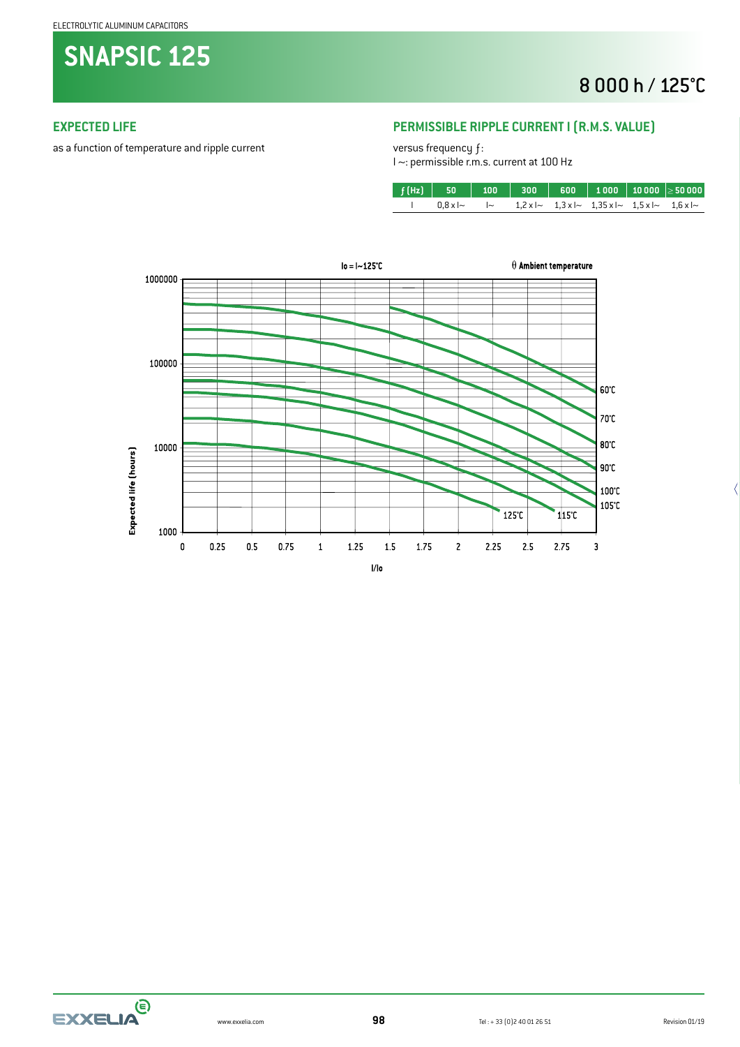ELECTROLYTIC ALUMINUM CAPACITORS

# SNAPSIC 125

## 8 000 h / 125°C

### EXPECTED LIFE

as a function of temperature and ripple current

### PERMISSIBLE RIPPLE CURRENT I (R.M.S. VALUE)

versus frequency ƒ:
I ~: permissible r.m.s. current at 100 Hz

| ƒ (Hz) | 50 | 100 | 300 | 600 | 1 000 | 10 000 | ≥ 50 000 |
|---|---|---|---|---|---|---|---|
| I | 0,8 x I~ | I~ | 1,2 x I~ | 1,3 x I~ | 1,35 x I~ | 1,5 x I~ | 1,6 x I~ |

Io = I~125°C

θ Ambient temperature

Expected life (hours)

I/Io

60°C, 70°C, 80°C, 90°C, 100°C, 105°C, 115°C, 125°C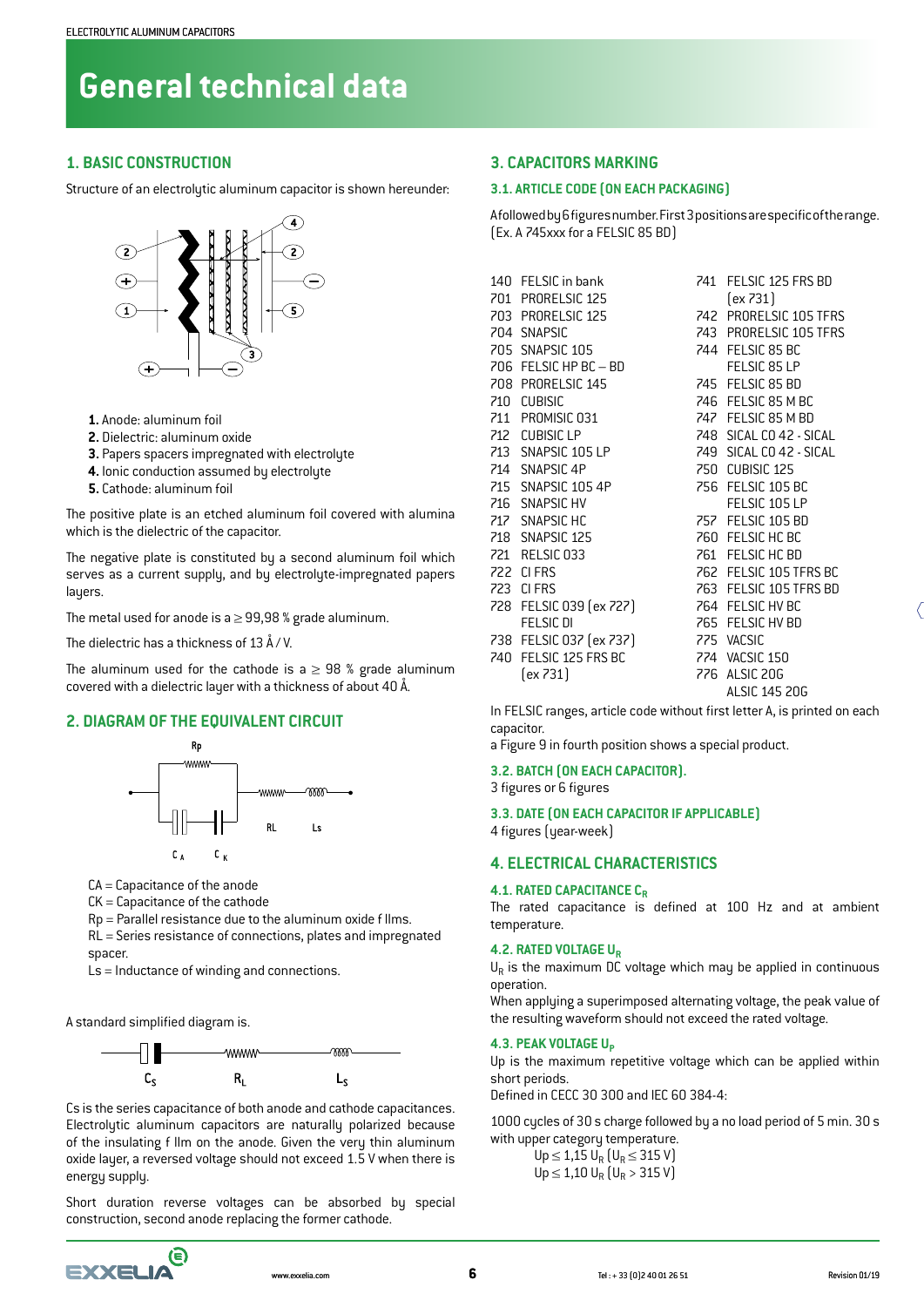# General technical data

## 1. BASIC CONSTRUCTION

Structure of an electrolytic aluminum capacitor is shown hereunder:

1. Anode: aluminum foil
2. Dielectric: aluminum oxide
3. Papers spacers impregnated with electrolyte
4. Ionic conduction assumed by electrolyte
5. Cathode: aluminum foil

The positive plate is an etched aluminum foil covered with alumina which is the dielectric of the capacitor.

The negative plate is constituted by a second aluminum foil which serves as a current supply, and by electrolyte-impregnated papers layers.

The metal used for anode is a ≥ 99,98 % grade aluminum.

The dielectric has a thickness of 13 Å / V.

The aluminum used for the cathode is a ≥ 98 % grade aluminum covered with a dielectric layer with a thickness of about 40 Å.

## 2. DIAGRAM OF THE EQUIVALENT CIRCUIT

CA = Capacitance of the anode
CK = Capacitance of the cathode
Rp = Parallel resistance due to the aluminum oxide films.
RL = Series resistance of connections, plates and impregnated spacer.
Ls = Inductance of winding and connections.

A standard simplified diagram is.

Cs is the series capacitance of both anode and cathode capacitances. Electrolytic aluminum capacitors are naturally polarized because of the insulating film on the anode. Given the very thin aluminum oxide layer, a reversed voltage should not exceed 1.5 V when there is energy supply.

Short duration reverse voltages can be absorbed by special construction, second anode replacing the former cathode.

## 3. CAPACITORS MARKING

### 3.1. ARTICLE CODE (ON EACH PACKAGING)

A followed by 6 figures number. First 3 positions are specific of the range. (Ex. A 745xxx for a FELSIC 85 BD)

| Code | Range | Code | Range |
|---|---|---|---|
| 140 | FELSIC in bank | 741 | FELSIC 125 FRS BD (ex 731) |
| 701 | PRORELSIC 125 | 742 | PRORELSIC 105 TFRS |
| 703 | PRORELSIC 125 | 743 | PRORELSIC 105 TFRS |
| 704 | SNAPSIC | 744 | FELSIC 85 BC / FELSIC 85 LP |
| 705 | SNAPSIC 105 | 745 | FELSIC 85 BD |
| 706 | FELSIC HP BC – BD | 746 | FELSIC 85 M BC |
| 708 | PRORELSIC 145 | 747 | FELSIC 85 M BD |
| 710 | CUBISIC | 748 | SICAL CO 42 - SICAL |
| 711 | PROMISIC 031 | 749 | SICAL CO 42 - SICAL |
| 712 | CUBISIC LP | 750 | CUBISIC 125 |
| 713 | SNAPSIC 105 LP | 756 | FELSIC 105 BC / FELSIC 105 LP |
| 714 | SNAPSIC 4P | 757 | FELSIC 105 BD |
| 715 | SNAPSIC 105 4P | 760 | FELSIC HC BC |
| 716 | SNAPSIC HV | 761 | FELSIC HC BD |
| 717 | SNAPSIC HC | 762 | FELSIC 105 TFRS BC |
| 718 | SNAPSIC 125 | 763 | FELSIC 105 TFRS BD |
| 721 | RELSIC 033 | 764 | FELSIC HV BC |
| 722 | CI FRS | 765 | FELSIC HV BD |
| 723 | CI FRS | 775 | VACSIC |
| 728 | FELSIC 039 (ex 727) / FELSIC DI | 774 | VACSIC 150 |
| 738 | FELSIC 037 (ex 737) | 776 | ALSIC 206 / ALSIC 145 206 |
| 740 | FELSIC 125 FRS BC (ex 731) | | |

In FELSIC ranges, article code without first letter A, is printed on each capacitor.
a Figure 9 in fourth position shows a special product.

### 3.2. BATCH (ON EACH CAPACITOR).

3 figures or 6 figures

### 3.3. DATE (ON EACH CAPACITOR IF APPLICABLE)

4 figures (year-week)

## 4. ELECTRICAL CHARACTERISTICS

### 4.1. RATED CAPACITANCE $C_R$

The rated capacitance is defined at 100 Hz and at ambient temperature.

### 4.2. RATED VOLTAGE $U_R$

$U_R$ is the maximum DC voltage which may be applied in continuous operation.
When applying a superimposed alternating voltage, the peak value of the resulting waveform should not exceed the rated voltage.

### 4.3. PEAK VOLTAGE $U_P$

Up is the maximum repetitive voltage which can be applied within short periods.
Defined in CECC 30 300 and IEC 60 384-4:

1000 cycles of 30 s charge followed by a no load period of 5 min. 30 s with upper category temperature.

$U_p \leq 1{,}15\ U_R$ ($U_R \leq 315$ V)
$U_p \leq 1{,}10\ U_R$ ($U_R > 315$ V)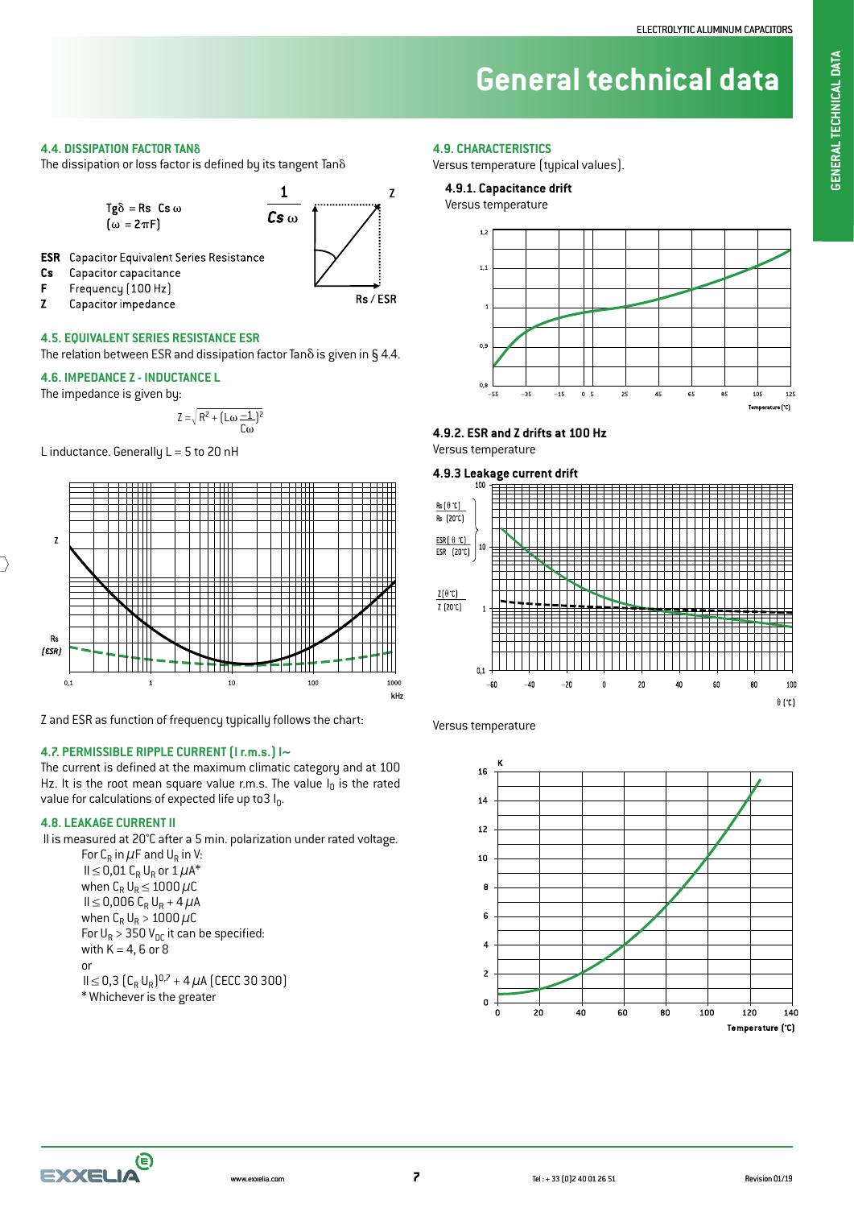## 4.4. DISSIPATION FACTOR TANδ

The dissipation or loss factor is defined by its tangent Tanδ

$$Tg\delta = Rs \; Cs \; \omega \quad (\omega = 2\pi F)$$

**ESR** Capacitor Equivalent Series Resistance
**Cs** Capacitor capacitance
**F** Frequency (100 Hz)
**Z** Capacitor impedance

## 4.5. EQUIVALENT SERIES RESISTANCE ESR

The relation between ESR and dissipation factor Tanδ is given in § 4.4.

## 4.6. IMPEDANCE Z - INDUCTANCE L

The impedance is given by:

$$Z = \sqrt{R^2 + \left(L\omega - \frac{1}{C\omega}\right)^2}$$

L inductance. Generally L = 5 to 20 nH

Z and ESR as function of frequency typically follows the chart:

## 4.7. PERMISSIBLE RIPPLE CURRENT (I r.m.s.) I~

The current is defined at the maximum climatic category and at 100 Hz. It is the root mean square value r.m.s. The value $I_0$ is the rated value for calculations of expected life up to3 $I_0$.

## 4.8. LEAKAGE CURRENT Il

Il is measured at 20°C after a 5 min. polarization under rated voltage.

For $C_R$ in $\mu$F and $U_R$ in V:
$Il \leq 0{,}01\, C_R\, U_R$ or 1 $\mu$A*
when $C_R\, U_R \leq 1000\, \mu C$
$Il \leq 0{,}006\, C_R\, U_R + 4\, \mu A$
when $C_R\, U_R > 1000\, \mu C$
For $U_R > 350\, V_{DC}$ it can be specified:
with K = 4, 6 or 8
or
$Il \leq 0{,}3\, (C_R\, U_R)^{0{,}7} + 4\, \mu A$ (CECC 30 300)
\* Whichever is the greater

## 4.9. CHARACTERISTICS

Versus temperature (typical values).

### 4.9.1. Capacitance drift

Versus temperature

### 4.9.2. ESR and Z drifts at 100 Hz

Versus temperature

### 4.9.3 Leakage current drift

Versus temperature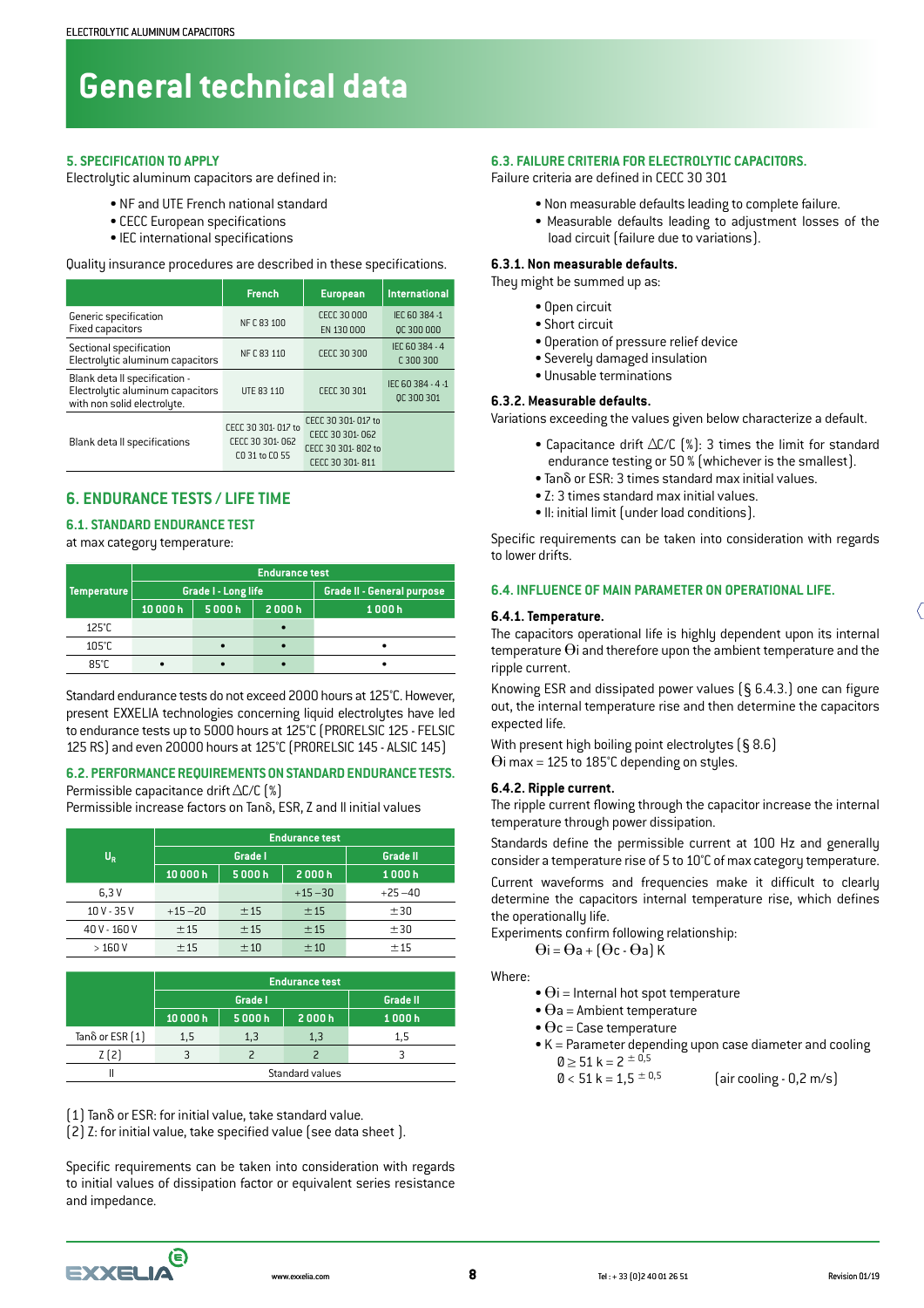# General technical data

## 5. SPECIFICATION TO APPLY

Electrolytic aluminum capacitors are defined in:

- NF and UTE French national standard
- CECC European specifications
- IEC international specifications

Quality insurance procedures are described in these specifications.

| | French | European | International |
|---|---|---|---|
| Generic specification<br>Fixed capacitors | NF C 83 100 | CECC 30 000<br>EN 130 000 | IEC 60 384 -1<br>QC 300 000 |
| Sectional specification<br>Electrolytic aluminum capacitors | NF C 83 110 | CECC 30 300 | IEC 60 384 - 4<br>C 300 300 |
| Blank deta Il specification -<br>Electrolytic aluminum capacitors<br>with non solid electrolyte. | UTE 83 110 | CECC 30 301 | IEC 60 384 - 4 -1<br>QC 300 301 |
| Blank deta Il specifications | CECC 30 301- 017 to<br>CECC 30 301- 062<br>CO 31 to CO 55 | CECC 30 301- 017 to<br>CECC 30 301- 062<br>CECC 30 301- 802 to<br>CECC 30 301- 811 | |

## 6. ENDURANCE TESTS / LIFE TIME

### 6.1. STANDARD ENDURANCE TEST

at max category temperature:

| Temperature | Endurance test | | | |
|---|---|---|---|---|
| | Grade I - Long life | | | Grade II - General purpose |
| | 10 000 h | 5 000 h | 2 000 h | 1 000 h |
| 125°C | | | • | |
| 105°C | | • | • | • |
| 85°C | • | • | • | • |

Standard endurance tests do not exceed 2000 hours at 125°C. However, present EXXELIA technologies concerning liquid electrolytes have led to endurance tests up to 5000 hours at 125°C (PRORELSIC 125 - FELSIC 125 RS) and even 20000 hours at 125°C (PRORELSIC 145 - ALSIC 145)

### 6.2. PERFORMANCE REQUIREMENTS ON STANDARD ENDURANCE TESTS.

Permissible capacitance drift ΔC/C (%)
Permissible increase factors on Tanδ, ESR, Z and Il initial values

| $U_R$ | Endurance test | | | |
|---|---|---|---|---|
| | Grade I | | | Grade II |
| | 10 000 h | 5 000 h | 2 000 h | 1 000 h |
| 6,3 V | | | +15 –30 | +25 –40 |
| 10 V - 35 V | +15 –20 | ±15 | ±15 | ±30 |
| 40 V - 160 V | ±15 | ±15 | ±15 | ±30 |
| > 160 V | ±15 | ±10 | ±10 | ±15 |

| | Endurance test | | | |
|---|---|---|---|---|
| | Grade I | | | Grade II |
| | 10 000 h | 5 000 h | 2 000 h | 1 000 h |
| Tanδ or ESR (1) | 1,5 | 1,3 | 1,3 | 1,5 |
| Z (2) | 3 | 2 | 2 | 3 |
| Il | Standard values | | | |

(1) Tanδ or ESR: for initial value, take standard value.
(2) Z: for initial value, take specified value (see data sheet ).

Specific requirements can be taken into consideration with regards to initial values of dissipation factor or equivalent series resistance and impedance.

### 6.3. FAILURE CRITERIA FOR ELECTROLYTIC CAPACITORS.

Failure criteria are defined in CECC 30 301

- Non measurable defaults leading to complete failure.
- Measurable defaults leading to adjustment losses of the load circuit (failure due to variations).

#### 6.3.1. Non measurable defaults.

They might be summed up as:

- Open circuit
- Short circuit
- Operation of pressure relief device
- Severely damaged insulation
- Unusable terminations

#### 6.3.2. Measurable defaults.

Variations exceeding the values given below characterize a default.

- Capacitance drift ΔC/C (%): 3 times the limit for standard endurance testing or 50 % (whichever is the smallest).
- Tanδ or ESR: 3 times standard max initial values.
- Z: 3 times standard max initial values.
- Il: initial limit (under load conditions).

Specific requirements can be taken into consideration with regards to lower drifts.

### 6.4. INFLUENCE OF MAIN PARAMETER ON OPERATIONAL LIFE.

#### 6.4.1. Temperature.

The capacitors operational life is highly dependent upon its internal temperature $\Theta i$ and therefore upon the ambient temperature and the ripple current.

Knowing ESR and dissipated power values (§ 6.4.3.) one can figure out, the internal temperature rise and then determine the capacitors expected life.

With present high boiling point electrolytes (§ 8.6)
$\Theta i$ max = 125 to 185°C depending on styles.

#### 6.4.2. Ripple current.

The ripple current flowing through the capacitor increase the internal temperature through power dissipation.

Standards define the permissible current at 100 Hz and generally consider a temperature rise of 5 to 10°C of max category temperature.

Current waveforms and frequencies make it difficult to clearly determine the capacitors internal temperature rise, which defines the operationally life.

Experiments confirm following relationship:

$$\Theta i = \Theta a + (\Theta c - \Theta a)\,K$$

Where:

- $\Theta i$ = Internal hot spot temperature
- $\Theta a$ = Ambient temperature
- $\Theta c$ = Case temperature
- K = Parameter depending upon case diameter and cooling
  - $Ø \geq 51$ $k = 2^{\pm 0,5}$
  - $Ø < 51$ $k = 1,5^{\pm 0,5}$ (air cooling - 0,2 m/s)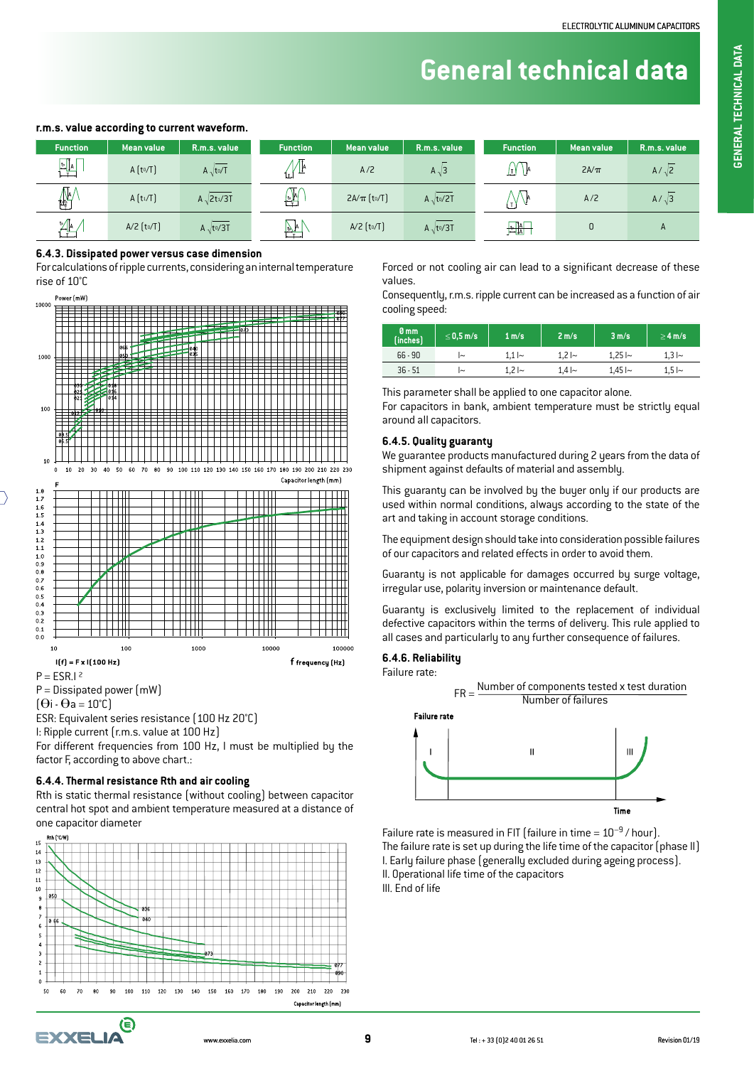# General technical data

**r.m.s. value according to current waveform.**

| Function | Mean value | R.m.s. value | Function | Mean value | R.m.s. value | Function | Mean value | R.m.s. value |
|---|---|---|---|---|---|---|---|---|
| | $A(t_0/T)$ | $A\sqrt{t_0/T}$ | | $A/2$ | $A\sqrt{3}$ | | $2A/\pi$ | $A/\sqrt{2}$ |
| | $A(t_1/T)$ | $A\sqrt{2t_1/3T}$ | | $2A/\pi\,(t_0/T)$ | $A\sqrt{t_0/2T}$ | | $A/2$ | $A/\sqrt{3}$ |
| | $A/2\,(t_0/T)$ | $A\sqrt{t_0/3T}$ | | $A/2\,(t_0/T)$ | $A\sqrt{t_0/3T}$ | | $0$ | $A$ |

### 6.4.3. Dissipated power versus case dimension

For calculations of ripple currents, considering an internal temperature rise of 10°C

$P = ESR.I^2$

P = Dissipated power (mW)

$(\Theta i - \Theta a = 10°C)$

ESR: Equivalent series resistance (100 Hz 20°C)

I: Ripple current (r.m.s. value at 100 Hz)

For different frequencies from 100 Hz, I must be multiplied by the factor F, according to above chart.:

$I(f) = F \times I(100\text{ Hz})$

### 6.4.4. Thermal resistance Rth and air cooling

Rth is static thermal resistance (without cooling) between capacitor central hot spot and ambient temperature measured at a distance of one capacitor diameter

Forced or not cooling air can lead to a significant decrease of these values.

Consequently, r.m.s. ripple current can be increased as a function of air cooling speed:

| Ø mm (inches) | ≤ 0,5 m/s | 1 m/s | 2 m/s | 3 m/s | ≥ 4 m/s |
|---|---|---|---|---|---|
| 66 - 90 | I~ | 1,1 I~ | 1,2 I~ | 1,25 I~ | 1,3 I~ |
| 36 - 51 | I~ | 1,2 I~ | 1,4 I~ | 1,45 I~ | 1,5 I~ |

This parameter shall be applied to one capacitor alone.

For capacitors in bank, ambient temperature must be strictly equal around all capacitors.

### 6.4.5. Quality guaranty

We guarantee products manufactured during 2 years from the data of shipment against defaults of material and assembly.

This guaranty can be involved by the buyer only if our products are used within normal conditions, always according to the state of the art and taking in account storage conditions.

The equipment design should take into consideration possible failures of our capacitors and related effects in order to avoid them.

Guaranty is not applicable for damages occurred by surge voltage, irregular use, polarity inversion or maintenance default.

Guaranty is exclusively limited to the replacement of individual defective capacitors within the terms of delivery. This rule applied to all cases and particularly to any further consequence of failures.

### 6.4.6. Reliability

Failure rate:

$$FR = \frac{\text{Number of components tested x test duration}}{\text{Number of failures}}$$

Failure rate is measured in FIT (failure in time = $10^{-9}$ / hour).

The failure rate is set up during the life time of the capacitor (phase II)

I. Early failure phase (generally excluded during ageing process).

II. Operational life time of the capacitors

III. End of life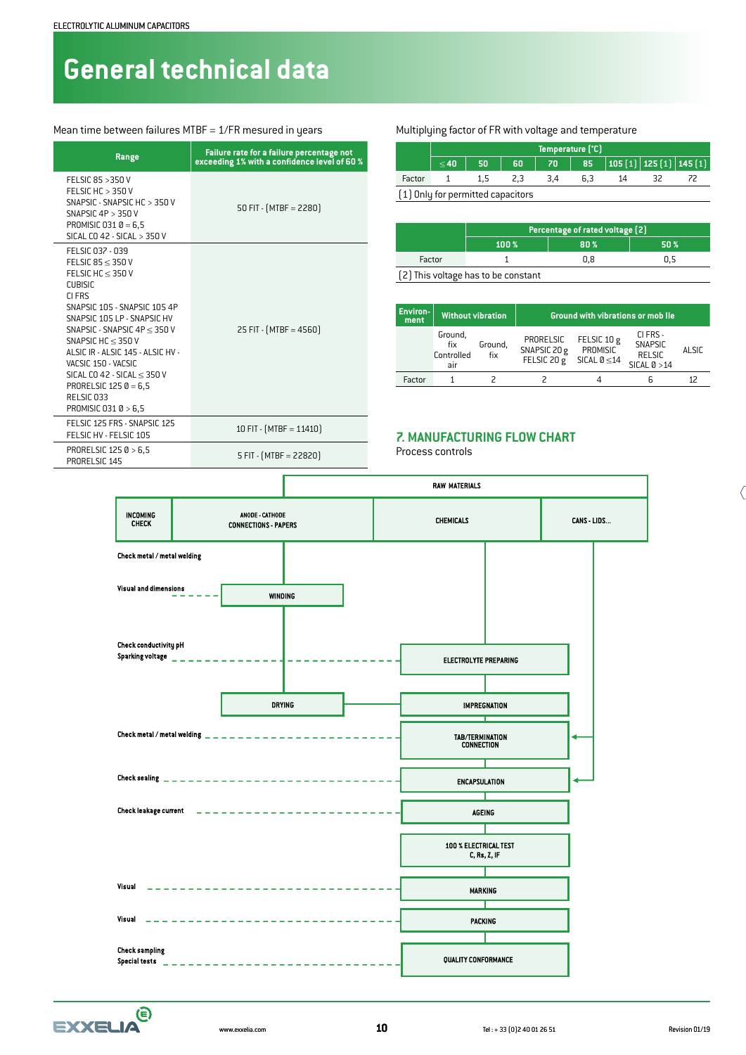# General technical data

Mean time between failures MTBF = 1/FR mesured in years

| Range | Failure rate for a failure percentage not exceeding 1% with a confidence level of 60 % |
|---|---|
| FELSIC 85 >350 V<br>FELSIC HC > 350 V<br>SNAPSIC - SNAPSIC HC > 350 V<br>SNAPSIC 4P > 350 V<br>PROMISIC 031 Ø = 6,5<br>SICAL CO 42 - SICAL > 350 V | 50 FIT - (MTBF = 2280) |
| FELSIC 037 - 039<br>FELSIC 85 ≤ 350 V<br>FELSIC HC ≤ 350 V<br>CUBISIC<br>CI FRS<br>SNAPSIC 105 - SNAPSIC 105 4P<br>SNAPSIC 105 LP - SNAPSIC HV<br>SNAPSIC - SNAPSIC 4P ≤ 350 V<br>SNAPSIC HC ≤ 350 V<br>ALSIC IR - ALSIC 145 - ALSIC HV - VACSIC 150 - VACSIC<br>SICAL CO 42 - SICAL ≤ 350 V<br>PRORELSIC 125 Ø = 6,5<br>RELSIC 033<br>PROMISIC 031 Ø > 6,5 | 25 FIT - (MTBF = 4560) |
| FELSIC 125 FRS - SNAPSIC 125<br>FELSIC HV - FELSIC 105 | 10 FIT - (MTBF = 11410) |
| PRORELSIC 125 Ø > 6,5<br>PRORELSIC 145 | 5 FIT - (MTBF = 22820) |

Multiplying factor of FR with voltage and temperature

| | Temperature (°C) | | | | | | | |
|---|---|---|---|---|---|---|---|---|
| | ≤ 40 | 50 | 60 | 70 | 85 | 105 (1) | 125 (1) | 145 (1) |
| Factor | 1 | 1,5 | 2,3 | 3,4 | 6,3 | 14 | 32 | 72 |

(1) Only for permitted capacitors

| | Percentage of rated voltage (2) | | |
|---|---|---|---|
| | 100 % | 80 % | 50 % |
| Factor | 1 | 0,8 | 0,5 |

(2) This voltage has to be constant

| Environment | Without vibration | | Ground with vibrations or mobile | | | |
|---|---|---|---|---|---|---|
| | Ground, fix Controlled air | Ground, fix | PRORELSIC SNAPSIC 20 g FELSIC 20 g | FELSIC 10 g PROMISIC SICAL Ø ≤14 | CI FRS - SNAPSIC RELSIC SICAL Ø >14 | ALSIC |
| Factor | 1 | 2 | 2 | 4 | 6 | 12 |

## 7. MANUFACTURING FLOW CHART

Process controls

RAW MATERIALS: INCOMING CHECK — ANODE - CATHODE CONNECTIONS - PAPERS — CHEMICALS — CANS - LIDS...

| Process controls | Process step |
|---|---|
| Check metal / metal welding | (Anode - cathode connections - papers) |
| Visual and dimensions | WINDING |
| Check conductivity pH, Sparking voltage | ELECTROLYTE PREPARING |
| | DRYING → IMPREGNATION |
| Check metal / metal welding | TAB/TERMINATION CONNECTION |
| Check sealing | ENCAPSULATION |
| Check leakage current | AGEING |
| | 100 % ELECTRICAL TEST C, Rs, Z, IF |
| Visual | MARKING |
| Visual | PACKING |
| Check sampling, Special tests | QUALITY CONFORMANCE |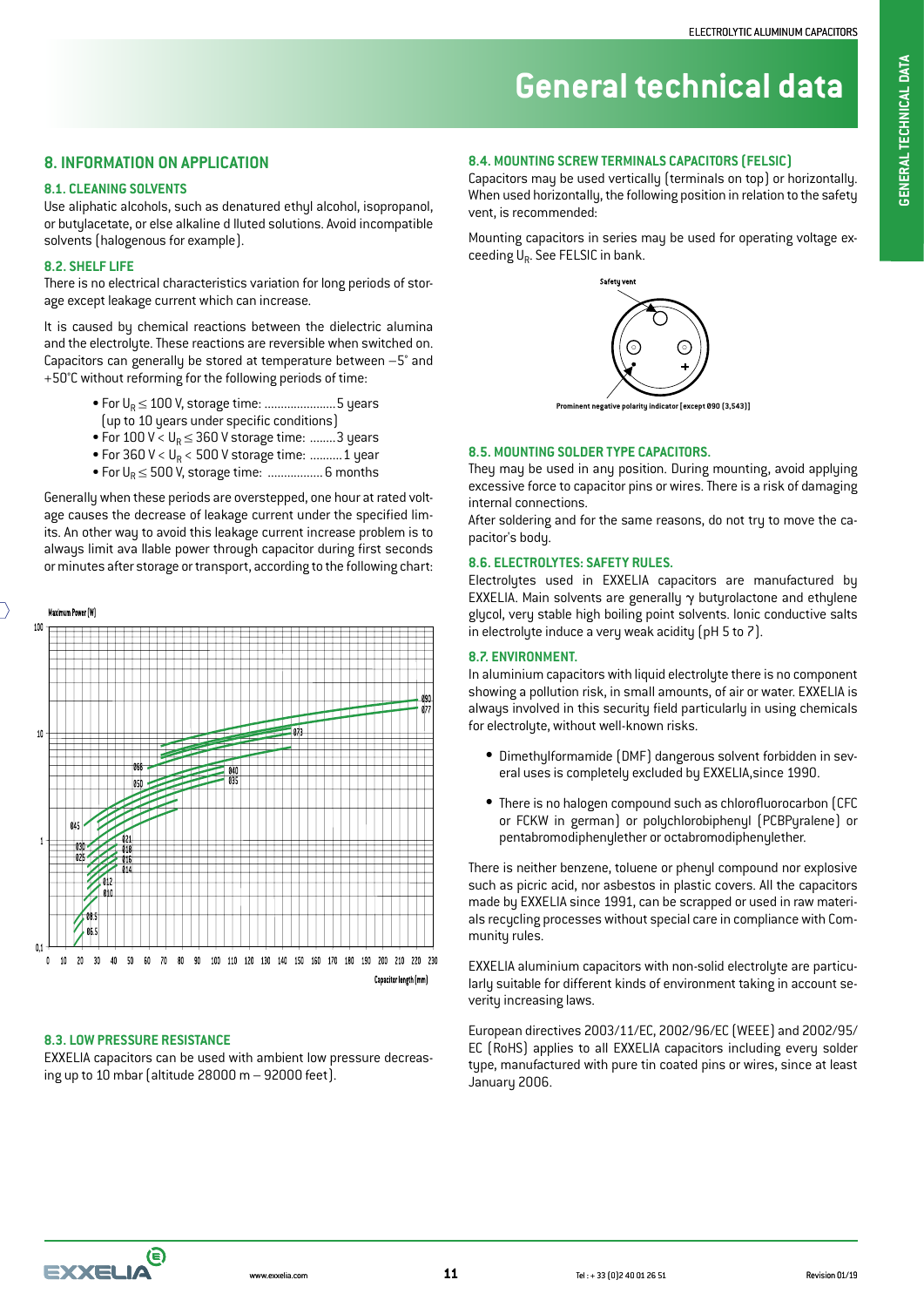# General technical data

## 8. INFORMATION ON APPLICATION

### 8.1. CLEANING SOLVENTS

Use aliphatic alcohols, such as denatured ethyl alcohol, isopropanol, or butylacetate, or else alkaline d lluted solutions. Avoid incompatible solvents (halogenous for example).

### 8.2. SHELF LIFE

There is no electrical characteristics variation for long periods of storage except leakage current which can increase.

It is caused by chemical reactions between the dielectric alumina and the electrolyte. These reactions are reversible when switched on. Capacitors can generally be stored at temperature between –5° and +50°C without reforming for the following periods of time:

- For $U_R \leq 100$ V, storage time: ......................5 years (up to 10 years under specific conditions)
- For 100 V < $U_R \leq 360$ V storage time: ........3 years
- For 360 V < $U_R$ < 500 V storage time: ..........1 year
- For $U_R \leq 500$ V, storage time: .................6 months

Generally when these periods are overstepped, one hour at rated voltage causes the decrease of leakage current under the specified limits. An other way to avoid this leakage current increase problem is to always limit ava llable power through capacitor during first seconds or minutes after storage or transport, according to the following chart:

Maximum Power (W) vs. Capacitor length (mm) — curves for Ø6.5, Ø8.5, Ø10, Ø12, Ø14, Ø16, Ø18, Ø21, Ø25, Ø30, Ø35, Ø40, Ø45, Ø50, Ø66, Ø73, Ø77, Ø90

### 8.3. LOW PRESSURE RESISTANCE

EXXELIA capacitors can be used with ambient low pressure decreasing up to 10 mbar (altitude 28000 m – 92000 feet).

### 8.4. MOUNTING SCREW TERMINALS CAPACITORS (FELSIC)

Capacitors may be used vertically (terminals on top) or horizontally. When used horizontally, the following position in relation to the safety vent, is recommended:

Mounting capacitors in series may be used for operating voltage exceeding $U_R$. See FELSIC in bank.

Safety vent

Prominent negative polarity indicator (except Ø90 (3,543))

### 8.5. MOUNTING SOLDER TYPE CAPACITORS.

They may be used in any position. During mounting, avoid applying excessive force to capacitor pins or wires. There is a risk of damaging internal connections.
After soldering and for the same reasons, do not try to move the capacitor's body.

### 8.6. ELECTROLYTES: SAFETY RULES.

Electrolytes used in EXXELIA capacitors are manufactured by EXXELIA. Main solvents are generally $\gamma$ butyrolactone and ethylene glycol, very stable high boiling point solvents. Ionic conductive salts in electrolyte induce a very weak acidity (pH 5 to 7).

### 8.7. ENVIRONMENT.

In aluminium capacitors with liquid electrolyte there is no component showing a pollution risk, in small amounts, of air or water. EXXELIA is always involved in this security field particularly in using chemicals for electrolyte, without well-known risks.

- Dimethylformamide (DMF) dangerous solvent forbidden in several uses is completely excluded by EXXELIA,since 1990.
- There is no halogen compound such as chlorofluorocarbon (CFC or FCKW in german) or polychlorobiphenyl (PCBPyralene) or pentabromodiphenylether or octabromodiphenylether.

There is neither benzene, toluene or phenyl compound nor explosive such as picric acid, nor asbestos in plastic covers. All the capacitors made by EXXELIA since 1991, can be scrapped or used in raw materials recycling processes without special care in compliance with Community rules.

EXXELIA aluminium capacitors with non-solid electrolyte are particularly suitable for different kinds of environment taking in account severity increasing laws.

European directives 2003/11/EC, 2002/96/EC (WEEE) and 2002/95/EC (RoHS) applies to all EXXELIA capacitors including every solder type, manufactured with pure tin coated pins or wires, since at least January 2006.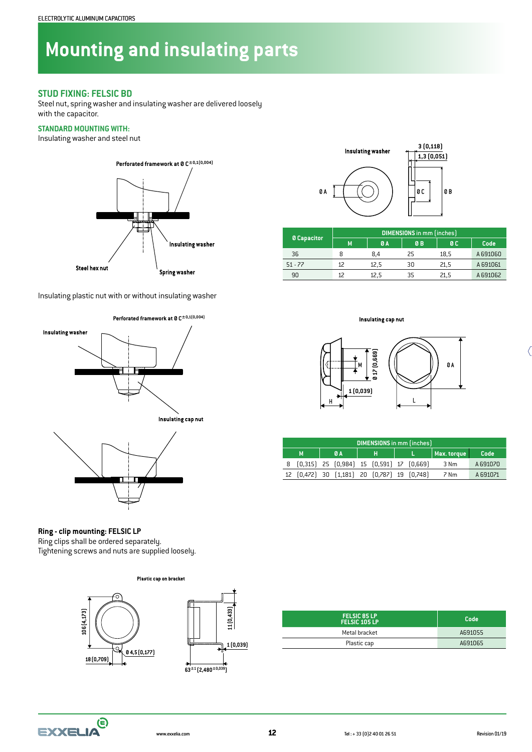# Mounting and insulating parts

## STUD FIXING: FELSIC BD

Steel nut, spring washer and insulating washer are delivered loosely with the capacitor.

### STANDARD MOUNTING WITH:

Insulating washer and steel nut

Perforated framework at Ø C$^{\pm0,1(0,004)}$

Insulating washer

Steel hex nut

Spring washer

Insulating washer

3 (0,118)

1,3 (0,051)

Ø A

Ø C

Ø B

| Ø Capacitor | DIMENSIONS in mm (inches) | | | | |
|---|---|---|---|---|---|
| | M | Ø A | Ø B | Ø C | Code |
| 36 | 8 | 8,4 | 25 | 18,5 | A 691060 |
| 51 - 77 | 12 | 12,5 | 30 | 21,5 | A 691061 |
| 90 | 12 | 12,5 | 35 | 21,5 | A 691062 |

Insulating plastic nut with or without insulating washer

Perforated framework at Ø C$^{\pm0,1(0,004)}$

Insulating washer

Insulating cap nut

Insulating cap nut

Ø 17 (0,669)

M

1 (0,039)

H

L

Ø A

| DIMENSIONS in mm (inches) | | | | | |
|---|---|---|---|---|---|
| M | Ø A | H | L | Max. torque | Code |
| 8 (0,315) | 25 (0,984) | 15 (0,591) | 17 (0,669) | 3 Nm | A 691070 |
| 12 (0,472) | 30 (1,181) | 20 (0,787) | 19 (0,748) | 7 Nm | A 691071 |

## Ring - clip mounting: FELSIC LP

Ring clips shall be ordered separately.
Tightening screws and nuts are supplied loosely.

Plastic cap on bracket

106 (4,173)

18 (0,709)

Ø 4,5 (0,177)

11 (0,433)

1 (0,039)

63$^{\pm1}$ (2,480$^{\pm0,039}$)

| FELSIC 85 LP FELSIC 105 LP | Code |
|---|---|
| Metal bracket | A691055 |
| Plastic cap | A691065 |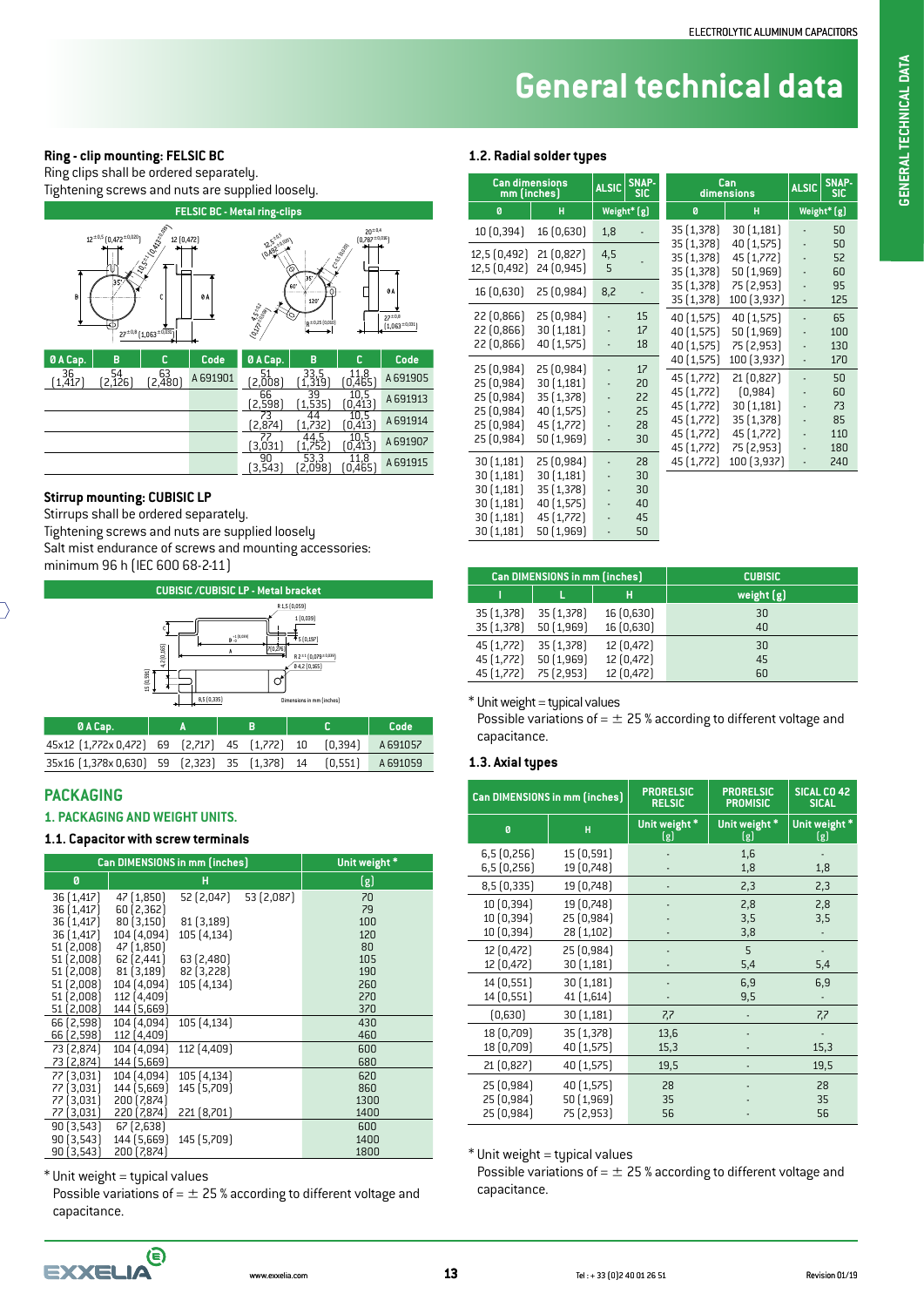# General technical data

## Ring - clip mounting: FELSIC BC

Ring clips shall be ordered separately.
Tightening screws and nuts are supplied loosely.

**FELSIC BC - Metal ring-clips**

| Ø A Cap. | B | C | Code | Ø A Cap. | B | C | Code |
|---|---|---|---|---|---|---|---|
| 36 (1,417) | 54 (2,126) | 63 (2,480) | A 691901 | 51 (2,008) | 33,5 (1,319) | 11,8 (0,465) | A 691905 |
| | | | | 66 (2,598) | 39 (1,535) | 10,5 (0,413) | A 691913 |
| | | | | 73 (2,874) | 44 (1,732) | 10,5 (0,413) | A 691914 |
| | | | | 77 (3,031) | 44,5 (1,752) | 10,5 (0,413) | A 691907 |
| | | | | 90 (3,543) | 53,3 (2,098) | 11,8 (0,465) | A 691915 |

## Stirrup mounting: CUBISIC LP

Stirrups shall be ordered separately.
Tightening screws and nuts are supplied loosely
Salt mist endurance of screws and mounting accessories: minimum 96 h (IEC 600 68-2-11)

**CUBISIC /CUBISIC LP - Metal bracket**

Dimensions in mm (inches)

| Ø A Cap. | A | | B | | C | | Code |
|---|---|---|---|---|---|---|---|
| 45x12 (1,772x 0,472) | 69 | (2,717) | 45 | (1,772) | 10 | (0,394) | A 691057 |
| 35x16 (1,378x 0,630) | 59 | (2,323) | 35 | (1,378) | 14 | (0,551) | A 691059 |

## PACKAGING

### 1. PACKAGING AND WEIGHT UNITS.

#### 1.1. Capacitor with screw terminals

| Can DIMENSIONS in mm (inches) | | | | Unit weight * |
|---|---|---|---|---|
| Ø | H | | | (g) |
| 36 (1,417) | 47 (1,850) | 52 (2,047) | 53 (2,087) | 70 |
| 36 (1,417) | 60 (2,362) | | | 79 |
| 36 (1,417) | 80 (3,150) | 81 (3,189) | | 100 |
| 36 (1,417) | 104 (4,094) | 105 (4,134) | | 120 |
| 51 (2,008) | 47 (1,850) | | | 80 |
| 51 (2,008) | 62 (2,441) | 63 (2,480) | | 105 |
| 51 (2,008) | 81 (3,189) | 82 (3,228) | | 190 |
| 51 (2,008) | 104 (4,094) | 105 (4,134) | | 260 |
| 51 (2,008) | 112 (4,409) | | | 270 |
| 51 (2,008) | 144 (5,669) | | | 370 |
| 66 (2,598) | 104 (4,094) | 105 (4,134) | | 430 |
| 66 (2,598) | 112 (4,409) | | | 460 |
| 73 (2,874) | 104 (4,094) | 112 (4,409) | | 600 |
| 73 (2,874) | 144 (5,669) | | | 680 |
| 77 (3,031) | 104 (4,094) | 105 (4,134) | | 620 |
| 77 (3,031) | 144 (5,669) | 145 (5,709) | | 860 |
| 77 (3,031) | 200 (7,874) | | | 1300 |
| 77 (3,031) | 220 (7,874) | 221 (8,701) | | 1400 |
| 90 (3,543) | 67 (2,638) | | | 600 |
| 90 (3,543) | 144 (5,669) | 145 (5,709) | | 1400 |
| 90 (3,543) | 200 (7,874) | | | 1800 |

\* Unit weight = typical values
Possible variations of = ± 25 % according to different voltage and capacitance.

#### 1.2. Radial solder types

| Can dimensions mm (inches) | | ALSIC | SNAP-SIC |
|---|---|---|---|
| Ø | H | Weight* (g) | |
| 10 (0,394) | 16 (0,630) | 1,8 | - |
| 12,5 (0,492) | 21 (0,827) | 4,5 | - |
| 12,5 (0,492) | 24 (0,945) | 5 | |
| 16 (0,630) | 25 (0,984) | 8,2 | - |
| 22 (0,866) | 25 (0,984) | - | 15 |
| 22 (0,866) | 30 (1,181) | - | 17 |
| 22 (0,866) | 40 (1,575) | - | 18 |
| 25 (0,984) | 25 (0,984) | - | 17 |
| 25 (0,984) | 30 (1,181) | - | 20 |
| 25 (0,984) | 35 (1,378) | - | 22 |
| 25 (0,984) | 40 (1,575) | - | 25 |
| 25 (0,984) | 45 (1,772) | - | 28 |
| 25 (0,984) | 50 (1,969) | - | 30 |
| 30 (1,181) | 25 (0,984) | - | 28 |
| 30 (1,181) | 30 (1,181) | - | 30 |
| 30 (1,181) | 35 (1,378) | - | 30 |
| 30 (1,181) | 40 (1,575) | - | 40 |
| 30 (1,181) | 45 (1,772) | - | 45 |
| 30 (1,181) | 50 (1,969) | - | 50 |

| Can dimensions | | ALSIC | SNAP-SIC |
|---|---|---|---|
| Ø | H | Weight* (g) | |
| 35 (1,378) | 30 (1,181) | - | 50 |
| 35 (1,378) | 40 (1,575) | - | 50 |
| 35 (1,378) | 45 (1,772) | - | 52 |
| 35 (1,378) | 50 (1,969) | - | 60 |
| 35 (1,378) | 75 (2,953) | - | 95 |
| 35 (1,378) | 100 (3,937) | - | 125 |
| 40 (1,575) | 40 (1,575) | - | 65 |
| 40 (1,575) | 50 (1,969) | - | 100 |
| 40 (1,575) | 75 (2,953) | - | 130 |
| 40 (1,575) | 100 (3,937) | - | 170 |
| 45 (1,772) | 21 (0,827) | - | 50 |
| 45 (1,772) | (0,984) | - | 60 |
| 45 (1,772) | 30 (1,181) | - | 73 |
| 45 (1,772) | 35 (1,378) | - | 85 |
| 45 (1,772) | 45 (1,772) | - | 110 |
| 45 (1,772) | 75 (2,953) | - | 180 |
| 45 (1,772) | 100 (3,937) | - | 240 |

| Can DIMENSIONS in mm (inches) | | | CUBISIC |
|---|---|---|---|
| l | L | H | weight (g) |
| 35 (1,378) | 35 (1,378) | 16 (0,630) | 30 |
| 35 (1,378) | 50 (1,969) | 16 (0,630) | 40 |
| 45 (1,772) | 35 (1,378) | 12 (0,472) | 30 |
| 45 (1,772) | 50 (1,969) | 12 (0,472) | 45 |
| 45 (1,772) | 75 (2,953) | 12 (0,472) | 60 |

\* Unit weight = typical values
Possible variations of = ± 25 % according to different voltage and capacitance.

#### 1.3. Axial types

| Can DIMENSIONS in mm (inches) | | PRORELSIC RELSIC | PRORELSIC PROMISIC | SICAL CO 42 SICAL |
|---|---|---|---|---|
| Ø | H | Unit weight * (g) | Unit weight * (g) | Unit weight * (g) |
| 6,5 (0,256) | 15 (0,591) | - | 1,6 | - |
| 6,5 (0,256) | 19 (0,748) | - | 1,8 | 1,8 |
| 8,5 (0,335) | 19 (0,748) | - | 2,3 | 2,3 |
| 10 (0,394) | 19 (0,748) | - | 2,8 | 2,8 |
| 10 (0,394) | 25 (0,984) | - | 3,5 | 3,5 |
| 10 (0,394) | 28 (1,102) | - | 3,8 | - |
| 12 (0,472) | 25 (0,984) | - | 5 | - |
| 12 (0,472) | 30 (1,181) | - | 5,4 | 5,4 |
| 14 (0,551) | 30 (1,181) | - | 6,9 | 6,9 |
| 14 (0,551) | 41 (1,614) | - | 9,5 | - |
| (0,630) | 30 (1,181) | 7,7 | - | 7,7 |
| 18 (0,709) | 35 (1,378) | 13,6 | - | - |
| 18 (0,709) | 40 (1,575) | 15,3 | - | 15,3 |
| 21 (0,827) | 40 (1,575) | 19,5 | - | 19,5 |
| 25 (0,984) | 40 (1,575) | 28 | - | 28 |
| 25 (0,984) | 50 (1,969) | 35 | - | 35 |
| 25 (0,984) | 75 (2,953) | 56 | - | 56 |

\* Unit weight = typical values
Possible variations of = ± 25 % according to different voltage and capacitance.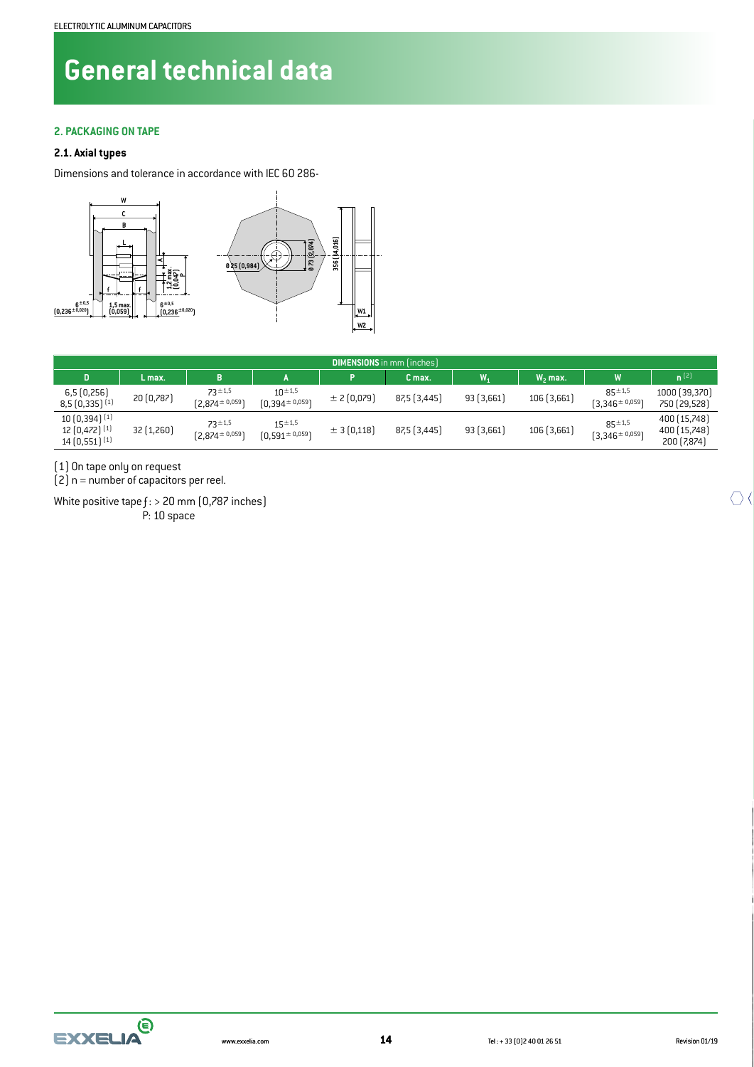# General technical data

### 2. PACKAGING ON TAPE

#### 2.1. Axial types

Dimensions and tolerance in accordance with IEC 60 286-

W
C
B
L
A
1,2 max. (0,047)
P
f
f
$6^{\pm0,5}$ ($0,236^{\pm0,020}$)
1,5 max. (0,059)
$6^{\pm0,5}$ ($0,236^{\pm0,020}$)
Ø 25 (0,984)
Ø 73 (2,874)
356 (14,016)
W1
W2

| DIMENSIONS in mm (inches) | | | | | | | | | |
|---|---|---|---|---|---|---|---|---|---|
| D | L max. | B | A | P | C max. | $W_1$ | $W_2$ max. | W | n [2] |
| 6,5 (0,256)<br>8,5 (0,335) [1] | 20 (0,787) | $73^{\pm1,5}$ ($2,874^{\pm0,059}$) | $10^{\pm1,5}$ ($0,394^{\pm0,059}$) | ± 2 (0,079) | 87,5 (3,445) | 93 (3,661) | 106 (3,661) | $85^{\pm1,5}$ ($3,346^{\pm0,059}$) | 1000 (39,370)<br>750 (29,528) |
| 10 (0,394) [1]<br>12 (0,472) [1]<br>14 (0,551) [1] | 32 (1,260) | $73^{\pm1,5}$ ($2,874^{\pm0,059}$) | $15^{\pm1,5}$ ($0,591^{\pm0,059}$) | ± 3 (0,118) | 87,5 (3,445) | 93 (3,661) | 106 (3,661) | $85^{\pm1,5}$ ($3,346^{\pm0,059}$) | 400 (15,748)<br>400 (15,748)<br>200 (7,874) |

(1) On tape only on request
(2) n = number of capacitors per reel.

White positive tape f : > 20 mm (0,787 inches)
P: 10 space